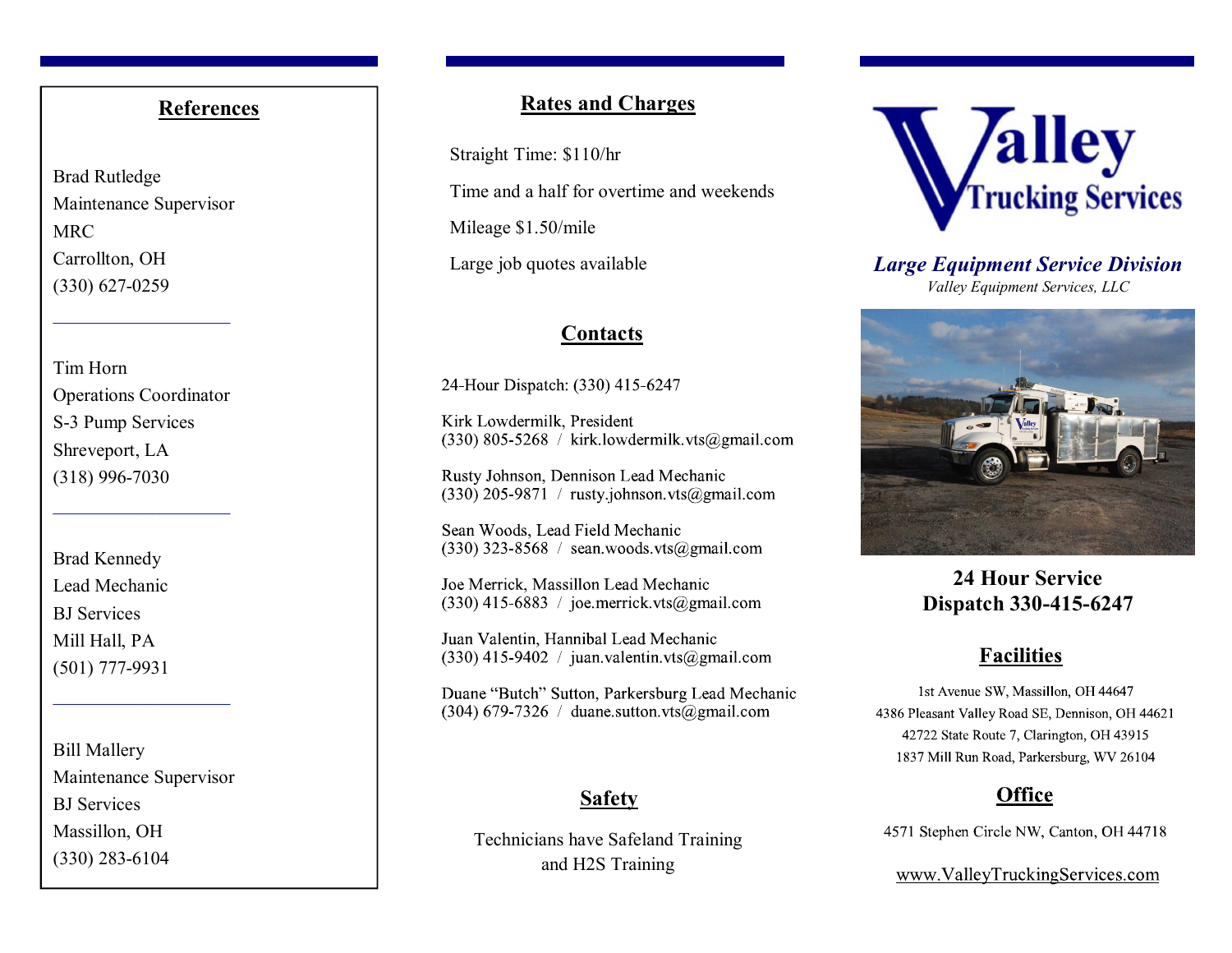## References

Brad Rutledge
Maintenance Supervisor
MRC
Carrollton, OH
(330) 627-0259

---

Tim Horn
Operations Coordinator
S-3 Pump Services
Shreveport, LA
(318) 996-7030

---

Brad Kennedy
Lead Mechanic
BJ Services
Mill Hall, PA
(501) 777-9931

---

Bill Mallery
Maintenance Supervisor
BJ Services
Massillon, OH
(330) 283-6104

## Rates and Charges

Straight Time: $110/hr

Time and a half for overtime and weekends

Mileage $1.50/mile

Large job quotes available

## Contacts

24-Hour Dispatch: (330) 415-6247

Kirk Lowdermilk, President
(330) 805-5268 / kirk.lowdermilk.vts@gmail.com

Rusty Johnson, Dennison Lead Mechanic
(330) 205-9871 / rusty.johnson.vts@gmail.com

Sean Woods, Lead Field Mechanic
(330) 323-8568 / sean.woods.vts@gmail.com

Joe Merrick, Massillon Lead Mechanic
(330) 415-6883 / joe.merrick.vts@gmail.com

Juan Valentin, Hannibal Lead Mechanic
(330) 415-9402 / juan.valentin.vts@gmail.com

Duane "Butch" Sutton, Parkersburg Lead Mechanic
(304) 679-7326 / duane.sutton.vts@gmail.com

## Safety

Technicians have Safeland Training
and H2S Training

# Valley Trucking Services

***Large Equipment Service Division***

*Valley Equipment Services, LLC*

**24 Hour Service**
**Dispatch 330-415-6247**

## Facilities

1st Avenue SW, Massillon, OH 44647
4386 Pleasant Valley Road SE, Dennison, OH 44621
42722 State Route 7, Clarington, OH 43915
1837 Mill Run Road, Parkersburg, WV 26104

## Office

4571 Stephen Circle NW, Canton, OH 44718

www.ValleyTruckingServices.com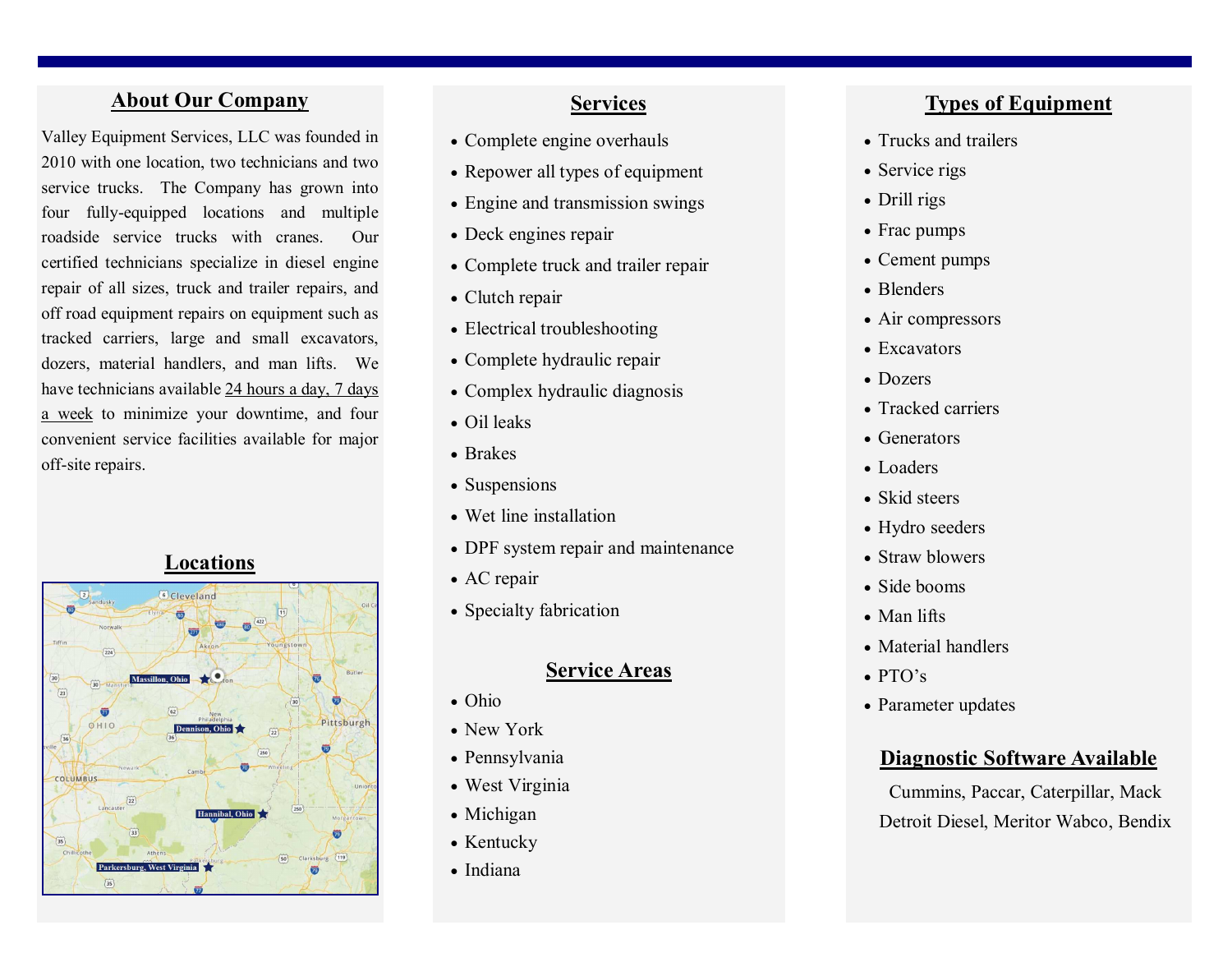## About Our Company

Valley Equipment Services, LLC was founded in 2010 with one location, two technicians and two service trucks. The Company has grown into four fully-equipped locations and multiple roadside service trucks with cranes. Our certified technicians specialize in diesel engine repair of all sizes, truck and trailer repairs, and off road equipment repairs on equipment such as tracked carriers, large and small excavators, dozers, material handlers, and man lifts. We have technicians available 24 hours a day, 7 days a week to minimize your downtime, and four convenient service facilities available for major off-site repairs.

## Locations

Massillon, Ohio

Dennison, Ohio

Hannibal, Ohio

Parkersburg, West Virginia

## Services

- Complete engine overhauls
- Repower all types of equipment
- Engine and transmission swings
- Deck engines repair
- Complete truck and trailer repair
- Clutch repair
- Electrical troubleshooting
- Complete hydraulic repair
- Complex hydraulic diagnosis
- Oil leaks
- Brakes
- Suspensions
- Wet line installation
- DPF system repair and maintenance
- AC repair
- Specialty fabrication

## Service Areas

- Ohio
- New York
- Pennsylvania
- West Virginia
- Michigan
- Kentucky
- Indiana

## Types of Equipment

- Trucks and trailers
- Service rigs
- Drill rigs
- Frac pumps
- Cement pumps
- Blenders
- Air compressors
- Excavators
- Dozers
- Tracked carriers
- Generators
- Loaders
- Skid steers
- Hydro seeders
- Straw blowers
- Side booms
- Man lifts
- Material handlers
- PTO's
- Parameter updates

## Diagnostic Software Available

Cummins, Paccar, Caterpillar, Mack
Detroit Diesel, Meritor Wabco, Bendix